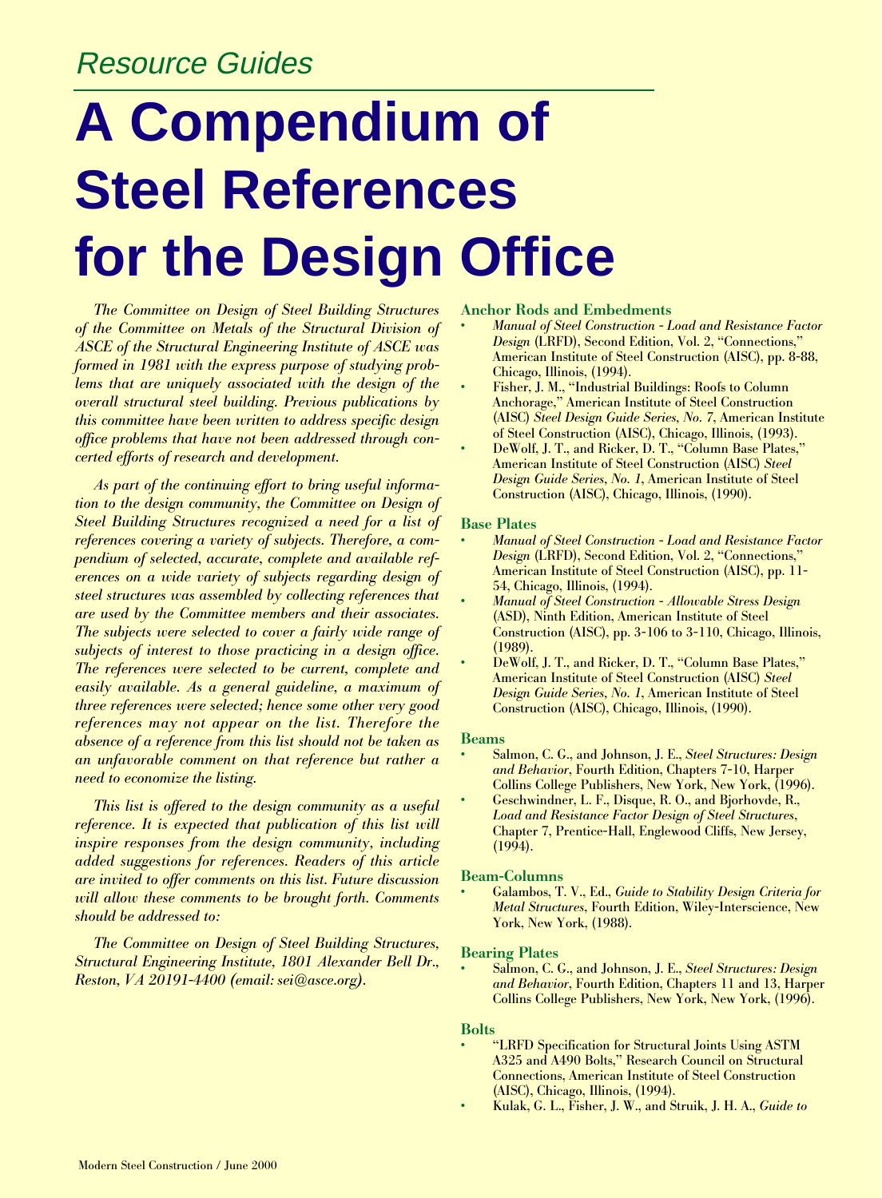*Resource Guides*

# A Compendium of Steel References for the Design Office

*The Committee on Design of Steel Building Structures of the Committee on Metals of the Structural Division of ASCE of the Structural Engineering Institute of ASCE was formed in 1981 with the express purpose of studying problems that are uniquely associated with the design of the overall structural steel building. Previous publications by this committee have been written to address specific design office problems that have not been addressed through concerted efforts of research and development.*

*As part of the continuing effort to bring useful information to the design community, the Committee on Design of Steel Building Structures recognized a need for a list of references covering a variety of subjects. Therefore, a compendium of selected, accurate, complete and available references on a wide variety of subjects regarding design of steel structures was assembled by collecting references that are used by the Committee members and their associates. The subjects were selected to cover a fairly wide range of subjects of interest to those practicing in a design office. The references were selected to be current, complete and easily available. As a general guideline, a maximum of three references were selected; hence some other very good references may not appear on the list. Therefore the absence of a reference from this list should not be taken as an unfavorable comment on that reference but rather a need to economize the listing.*

*This list is offered to the design community as a useful reference. It is expected that publication of this list will inspire responses from the design community, including added suggestions for references. Readers of this article are invited to offer comments on this list. Future discussion will allow these comments to be brought forth. Comments should be addressed to:*

*The Committee on Design of Steel Building Structures, Structural Engineering Institute, 1801 Alexander Bell Dr., Reston, VA 20191-4400 (email: sei@asce.org).*

### Anchor Rods and Embedments

- *Manual of Steel Construction - Load and Resistance Factor Design* (LRFD), Second Edition, Vol. 2, "Connections," American Institute of Steel Construction (AISC), pp. 8-88, Chicago, Illinois, (1994).
- Fisher, J. M., "Industrial Buildings: Roofs to Column Anchorage," American Institute of Steel Construction (AISC) *Steel Design Guide Series, No. 7*, American Institute of Steel Construction (AISC), Chicago, Illinois, (1993).
- DeWolf, J. T., and Ricker, D. T., "Column Base Plates," American Institute of Steel Construction (AISC) *Steel Design Guide Series, No. 1*, American Institute of Steel Construction (AISC), Chicago, Illinois, (1990).

### Base Plates

- *Manual of Steel Construction - Load and Resistance Factor Design* (LRFD), Second Edition, Vol. 2, "Connections," American Institute of Steel Construction (AISC), pp. 11-54, Chicago, Illinois, (1994).
- *Manual of Steel Construction - Allowable Stress Design* (ASD), Ninth Edition, American Institute of Steel Construction (AISC), pp. 3-106 to 3-110, Chicago, Illinois, (1989).
- DeWolf, J. T., and Ricker, D. T., "Column Base Plates," American Institute of Steel Construction (AISC) *Steel Design Guide Series, No. 1*, American Institute of Steel Construction (AISC), Chicago, Illinois, (1990).

### Beams

- Salmon, C. G., and Johnson, J. E., *Steel Structures: Design and Behavior*, Fourth Edition, Chapters 7-10, Harper Collins College Publishers, New York, New York, (1996).
- Geschwindner, L. F., Disque, R. O., and Bjorhovde, R., *Load and Resistance Factor Design of Steel Structures*, Chapter 7, Prentice-Hall, Englewood Cliffs, New Jersey, (1994).

### Beam-Columns

- Galambos, T. V., Ed., *Guide to Stability Design Criteria for Metal Structures*, Fourth Edition, Wiley-Interscience, New York, New York, (1988).

### Bearing Plates

- Salmon, C. G., and Johnson, J. E., *Steel Structures: Design and Behavior*, Fourth Edition, Chapters 11 and 13, Harper Collins College Publishers, New York, New York, (1996).

### Bolts

- "LRFD Specification for Structural Joints Using ASTM A325 and A490 Bolts," Research Council on Structural Connections, American Institute of Steel Construction (AISC), Chicago, Illinois, (1994).
- Kulak, G. L., Fisher, J. W., and Struik, J. H. A., *Guide to*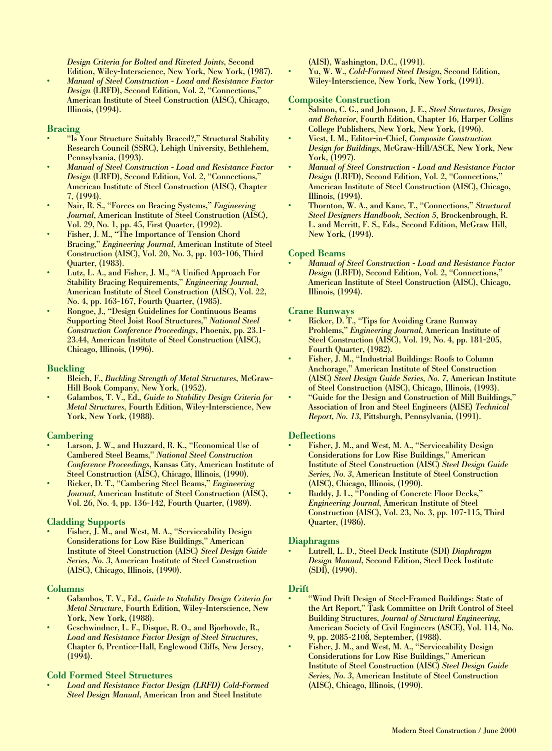*Design Criteria for Bolted and Riveted Joints*, Second Edition, Wiley-Interscience, New York, New York, (1987).
- *Manual of Steel Construction - Load and Resistance Factor Design* (LRFD), Second Edition, Vol. 2, "Connections," American Institute of Steel Construction (AISC), Chicago, Illinois, (1994).

### Bracing

- "Is Your Structure Suitably Braced?," Structural Stability Research Council (SSRC), Lehigh University, Bethlehem, Pennsylvania, (1993).
- *Manual of Steel Construction - Load and Resistance Factor Design* (LRFD), Second Edition, Vol. 2, "Connections," American Institute of Steel Construction (AISC), Chapter 7, (1994).
- Nair, R. S., "Forces on Bracing Systems," *Engineering Journal*, American Institute of Steel Construction (AISC), Vol. 29, No. 1, pp. 45, First Quarter, (1992).
- Fisher, J. M., "The Importance of Tension Chord Bracing," *Engineering Journal*, American Institute of Steel Construction (AISC), Vol. 20, No. 3, pp. 103-106, Third Quarter, (1983).
- Lutz, L. A., and Fisher, J. M., "A Unified Approach For Stability Bracing Requirements," *Engineering Journal*, American Institute of Steel Construction (AISC), Vol. 22, No. 4, pp. 163-167, Fourth Quarter, (1985).
- Rongoe, J., "Design Guidelines for Continuous Beams Supporting Steel Joist Roof Structures," *National Steel Construction Conference Proceedings*, Phoenix, pp. 23.1-23.44, American Institute of Steel Construction (AISC), Chicago, Illinois, (1996).

### Buckling

- Bleich, F., *Buckling Strength of Metal Structures*, McGraw-Hill Book Company, New York, (1952).
- Galambos, T. V., Ed., *Guide to Stability Design Criteria for Metal Structures*, Fourth Edition, Wiley-Interscience, New York, New York, (1988).

### Cambering

- Larson, J. W., and Huzzard, R. K., "Economical Use of Cambered Steel Beams," *National Steel Construction Conference Proceedings*, Kansas City, American Institute of Steel Construction (AISC), Chicago, Illinois, (1990).
- Ricker, D. T., "Cambering Steel Beams," *Engineering Journal*, American Institute of Steel Construction (AISC), Vol. 26, No. 4, pp. 136-142, Fourth Quarter, (1989).

### Cladding Supports

- Fisher, J. M., and West, M. A., "Serviceability Design Considerations for Low Rise Buildings," American Institute of Steel Construction (AISC) *Steel Design Guide Series, No. 3*, American Institute of Steel Construction (AISC), Chicago, Illinois, (1990).

### Columns

- Galambos, T. V., Ed., *Guide to Stability Design Criteria for Metal Structure*, Fourth Edition, Wiley-Interscience, New York, New York, (1988).
- Geschwindner, L. F., Disque, R. O., and Bjorhovde, R., *Load and Resistance Factor Design of Steel Structures*, Chapter 6, Prentice-Hall, Englewood Cliffs, New Jersey, (1994).

### Cold Formed Steel Structures

- *Load and Resistance Factor Design (LRFD) Cold-Formed Steel Design Manual*, American Iron and Steel Institute (AISI), Washington, D.C., (1991).
- Yu, W. W., *Cold-Formed Steel Design*, Second Edition, Wiley-Interscience, New York, New York, (1991).

### Composite Construction

- Salmon, C. G., and Johnson, J. E., *Steel Structures, Design and Behavior*, Fourth Edition, Chapter 16, Harper Collins College Publishers, New York, New York, (1996).
- Viest, I. M., Editor-in-Chief, *Composite Construction Design for Buildings*, McGraw-Hill/ASCE, New York, New York, (1997).
- *Manual of Steel Construction - Load and Resistance Factor Design* (LRFD), Second Edition, Vol. 2, "Connections," American Institute of Steel Construction (AISC), Chicago, Illinois, (1994).
- Thornton, W. A., and Kane, T., "Connections," *Structural Steel Designers Handbook, Section 5*, Brockenbrough, R. L. and Merritt, F. S., Eds., Second Edition, McGraw Hill, New York, (1994).

### Coped Beams

- *Manual of Steel Construction - Load and Resistance Factor Design* (LRFD), Second Edition, Vol. 2, "Connections," American Institute of Steel Construction (AISC), Chicago, Illinois, (1994).

### Crane Runways

- Ricker, D. T., "Tips for Avoiding Crane Runway Problems," *Engineering Journal*, American Institute of Steel Construction (AISC), Vol. 19, No. 4, pp. 181-205, Fourth Quarter, (1982).
- Fisher, J. M., "Industrial Buildings: Roofs to Column Anchorage," American Institute of Steel Construction (AISC) *Steel Design Guide Series, No. 7*, American Institute of Steel Construction (AISC), Chicago, Illinois, (1993).
- "Guide for the Design and Construction of Mill Buildings," Association of Iron and Steel Engineers (AISE) *Technical Report, No. 13*, Pittsburgh, Pennsylvania, (1991).

### Deflections

- Fisher, J. M., and West, M. A., "Serviceability Design Considerations for Low Rise Buildings," American Institute of Steel Construction (AISC) *Steel Design Guide Series, No. 3*, American Institute of Steel Construction (AISC), Chicago, Illinois, (1990).
- Ruddy, J. L., "Ponding of Concrete Floor Decks," *Engineering Journal*, American Institute of Steel Construction (AISC), Vol. 23, No. 3, pp. 107-115, Third Quarter, (1986).

### Diaphragms

- Lutrell, L. D., Steel Deck Institute (SDI) *Diaphragm Design Manual*, Second Edition, Steel Deck Institute (SDI), (1990).

### Drift

- "Wind Drift Design of Steel-Framed Buildings: State of the Art Report," Task Committee on Drift Control of Steel Building Structures, *Journal of Structural Engineering*, American Society of Civil Engineers (ASCE), Vol. 114, No. 9, pp. 2085-2108, September, (1988).
- Fisher, J. M., and West, M. A., "Serviceability Design Considerations for Low Rise Buildings," American Institute of Steel Construction (AISC) *Steel Design Guide Series, No. 3*, American Institute of Steel Construction (AISC), Chicago, Illinois, (1990).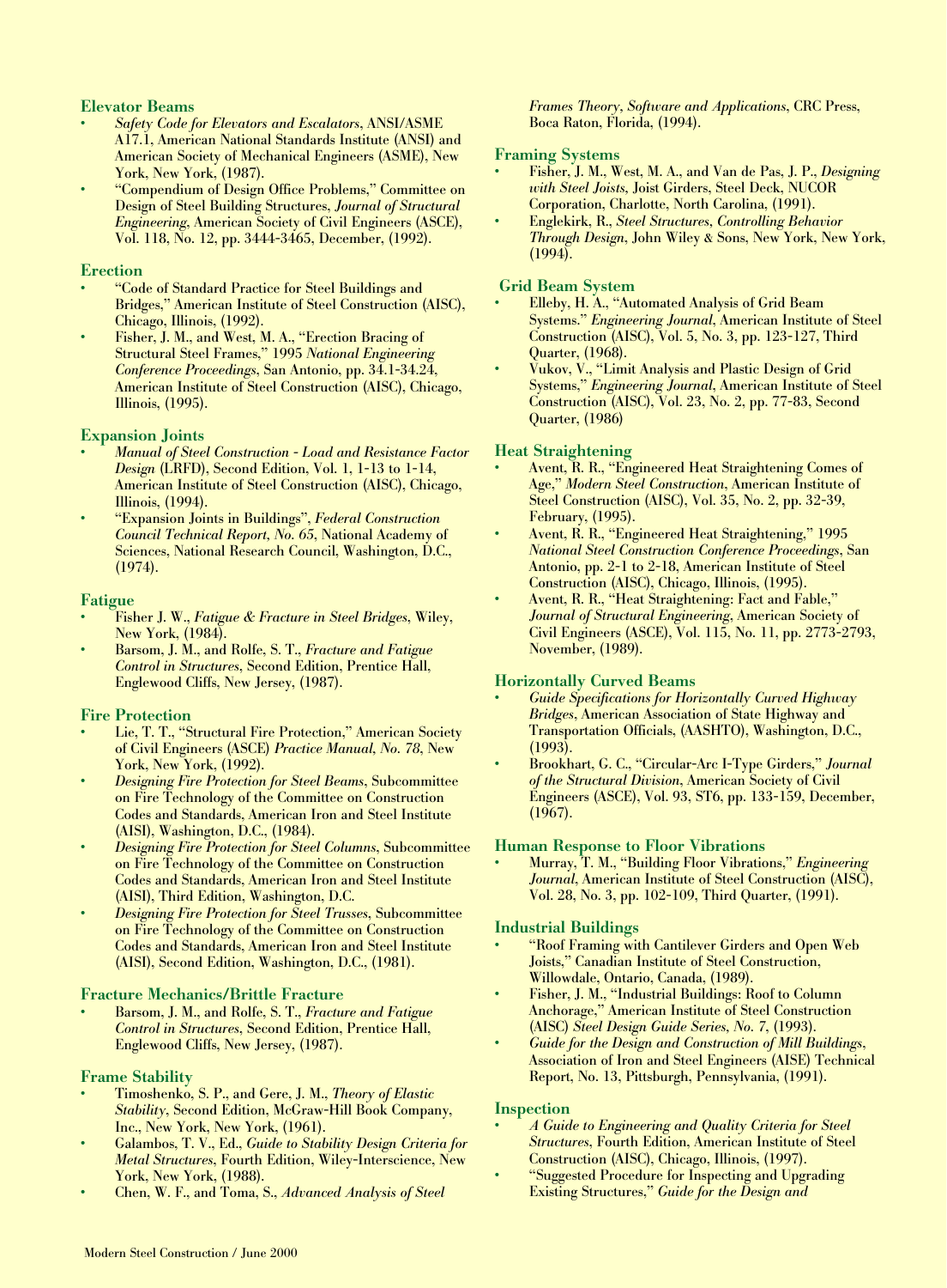### Elevator Beams

- *Safety Code for Elevators and Escalators*, ANSI/ASME A17.1, American National Standards Institute (ANSI) and American Society of Mechanical Engineers (ASME), New York, New York, (1987).
- "Compendium of Design Office Problems," Committee on Design of Steel Building Structures, *Journal of Structural Engineering*, American Society of Civil Engineers (ASCE), Vol. 118, No. 12, pp. 3444-3465, December, (1992).

### Erection

- "Code of Standard Practice for Steel Buildings and Bridges," American Institute of Steel Construction (AISC), Chicago, Illinois, (1992).
- Fisher, J. M., and West, M. A., "Erection Bracing of Structural Steel Frames," 1995 *National Engineering Conference Proceedings*, San Antonio, pp. 34.1-34.24, American Institute of Steel Construction (AISC), Chicago, Illinois, (1995).

### Expansion Joints

- *Manual of Steel Construction - Load and Resistance Factor Design* (LRFD), Second Edition, Vol. 1, 1-13 to 1-14, American Institute of Steel Construction (AISC), Chicago, Illinois, (1994).
- "Expansion Joints in Buildings", *Federal Construction Council Technical Report, No. 65*, National Academy of Sciences, National Research Council, Washington, D.C., (1974).

### Fatigue

- Fisher J. W., *Fatigue & Fracture in Steel Bridges*, Wiley, New York, (1984).
- Barsom, J. M., and Rolfe, S. T., *Fracture and Fatigue Control in Structures*, Second Edition, Prentice Hall, Englewood Cliffs, New Jersey, (1987).

### Fire Protection

- Lie, T. T., "Structural Fire Protection," American Society of Civil Engineers (ASCE) *Practice Manual, No. 78*, New York, New York, (1992).
- *Designing Fire Protection for Steel Beams*, Subcommittee on Fire Technology of the Committee on Construction Codes and Standards, American Iron and Steel Institute (AISI), Washington, D.C., (1984).
- *Designing Fire Protection for Steel Columns*, Subcommittee on Fire Technology of the Committee on Construction Codes and Standards, American Iron and Steel Institute (AISI), Third Edition, Washington, D.C.
- *Designing Fire Protection for Steel Trusses*, Subcommittee on Fire Technology of the Committee on Construction Codes and Standards, American Iron and Steel Institute (AISI), Second Edition, Washington, D.C., (1981).

### Fracture Mechanics/Brittle Fracture

- Barsom, J. M., and Rolfe, S. T., *Fracture and Fatigue Control in Structures*, Second Edition, Prentice Hall, Englewood Cliffs, New Jersey, (1987).

### Frame Stability

- Timoshenko, S. P., and Gere, J. M., *Theory of Elastic Stability*, Second Edition, McGraw-Hill Book Company, Inc., New York, New York, (1961).
- Galambos, T. V., Ed., *Guide to Stability Design Criteria for Metal Structures*, Fourth Edition, Wiley-Interscience, New York, New York, (1988).
- Chen, W. F., and Toma, S., *Advanced Analysis of Steel Frames Theory, Software and Applications*, CRC Press, Boca Raton, Florida, (1994).

### Framing Systems

- Fisher, J. M., West, M. A., and Van de Pas, J. P., *Designing with Steel Joists*, Joist Girders, Steel Deck, NUCOR Corporation, Charlotte, North Carolina, (1991).
- Englekirk, R., *Steel Structures, Controlling Behavior Through Design*, John Wiley & Sons, New York, New York, (1994).

### Grid Beam System

- Elleby, H. A., "Automated Analysis of Grid Beam Systems." *Engineering Journal*, American Institute of Steel Construction (AISC), Vol. 5, No. 3, pp. 123-127, Third Quarter, (1968).
- Vukov, V., "Limit Analysis and Plastic Design of Grid Systems," *Engineering Journal*, American Institute of Steel Construction (AISC), Vol. 23, No. 2, pp. 77-83, Second Quarter, (1986)

### Heat Straightening

- Avent, R. R., "Engineered Heat Straightening Comes of Age," *Modern Steel Construction*, American Institute of Steel Construction (AISC), Vol. 35, No. 2, pp. 32-39, February, (1995).
- Avent, R. R., "Engineered Heat Straightening," 1995 *National Steel Construction Conference Proceedings*, San Antonio, pp. 2-1 to 2-18, American Institute of Steel Construction (AISC), Chicago, Illinois, (1995).
- Avent, R. R., "Heat Straightening: Fact and Fable," *Journal of Structural Engineering*, American Society of Civil Engineers (ASCE), Vol. 115, No. 11, pp. 2773-2793, November, (1989).

### Horizontally Curved Beams

- *Guide Specifications for Horizontally Curved Highway Bridges*, American Association of State Highway and Transportation Officials, (AASHTO), Washington, D.C., (1993).
- Brookhart, G. C., "Circular-Arc I-Type Girders," *Journal of the Structural Division*, American Society of Civil Engineers (ASCE), Vol. 93, ST6, pp. 133-159, December, (1967).

### Human Response to Floor Vibrations

- Murray, T. M., "Building Floor Vibrations," *Engineering Journal*, American Institute of Steel Construction (AISC), Vol. 28, No. 3, pp. 102-109, Third Quarter, (1991).

### Industrial Buildings

- "Roof Framing with Cantilever Girders and Open Web Joists," Canadian Institute of Steel Construction, Willowdale, Ontario, Canada, (1989).
- Fisher, J. M., "Industrial Buildings: Roof to Column Anchorage," American Institute of Steel Construction (AISC) *Steel Design Guide Series, No. 7*, (1993).
- *Guide for the Design and Construction of Mill Buildings*, Association of Iron and Steel Engineers (AISE) Technical Report, No. 13, Pittsburgh, Pennsylvania, (1991).

### Inspection

- *A Guide to Engineering and Quality Criteria for Steel Structures*, Fourth Edition, American Institute of Steel Construction (AISC), Chicago, Illinois, (1997).
- "Suggested Procedure for Inspecting and Upgrading Existing Structures," *Guide for the Design and*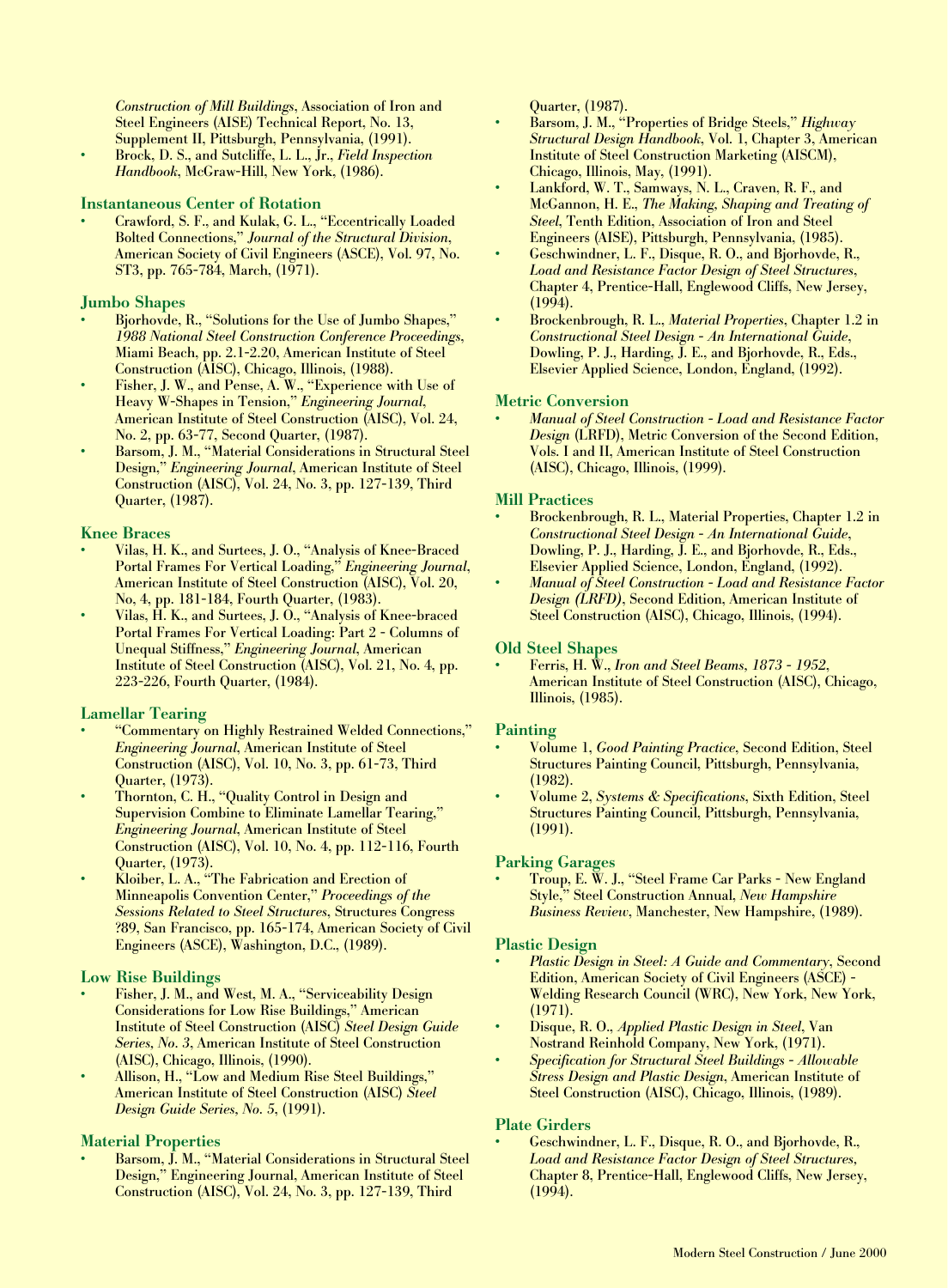*Construction of Mill Buildings*, Association of Iron and Steel Engineers (AISE) Technical Report, No. 13, Supplement II, Pittsburgh, Pennsylvania, (1991).
- Brock, D. S., and Sutcliffe, L. L., Jr., *Field Inspection Handbook*, McGraw-Hill, New York, (1986).

### Instantaneous Center of Rotation

- Crawford, S. F., and Kulak, G. L., "Eccentrically Loaded Bolted Connections," *Journal of the Structural Division*, American Society of Civil Engineers (ASCE), Vol. 97, No. ST3, pp. 765-784, March, (1971).

### Jumbo Shapes

- Bjorhovde, R., "Solutions for the Use of Jumbo Shapes," *1988 National Steel Construction Conference Proceedings*, Miami Beach, pp. 2.1-2.20, American Institute of Steel Construction (AISC), Chicago, Illinois, (1988).
- Fisher, J. W., and Pense, A. W., "Experience with Use of Heavy W-Shapes in Tension," *Engineering Journal*, American Institute of Steel Construction (AISC), Vol. 24, No. 2, pp. 63-77, Second Quarter, (1987).
- Barsom, J. M., "Material Considerations in Structural Steel Design," *Engineering Journal*, American Institute of Steel Construction (AISC), Vol. 24, No. 3, pp. 127-139, Third Quarter, (1987).

### Knee Braces

- Vilas, H. K., and Surtees, J. O., "Analysis of Knee-Braced Portal Frames For Vertical Loading," *Engineering Journal*, American Institute of Steel Construction (AISC), Vol. 20, No, 4, pp. 181-184, Fourth Quarter, (1983).
- Vilas, H. K., and Surtees, J. O., "Analysis of Knee-braced Portal Frames For Vertical Loading: Part 2 - Columns of Unequal Stiffness," *Engineering Journal*, American Institute of Steel Construction (AISC), Vol. 21, No. 4, pp. 223-226, Fourth Quarter, (1984).

### Lamellar Tearing

- "Commentary on Highly Restrained Welded Connections," *Engineering Journal*, American Institute of Steel Construction (AISC), Vol. 10, No. 3, pp. 61-73, Third Quarter, (1973).
- Thornton, C. H., "Quality Control in Design and Supervision Combine to Eliminate Lamellar Tearing," *Engineering Journal*, American Institute of Steel Construction (AISC), Vol. 10, No. 4, pp. 112-116, Fourth Quarter, (1973).
- Kloiber, L. A., "The Fabrication and Erection of Minneapolis Convention Center," *Proceedings of the Sessions Related to Steel Structures*, Structures Congress ?89, San Francisco, pp. 165-174, American Society of Civil Engineers (ASCE), Washington, D.C., (1989).

### Low Rise Buildings

- Fisher, J. M., and West, M. A., "Serviceability Design Considerations for Low Rise Buildings," American Institute of Steel Construction (AISC) *Steel Design Guide Series, No. 3*, American Institute of Steel Construction (AISC), Chicago, Illinois, (1990).
- Allison, H., "Low and Medium Rise Steel Buildings," American Institute of Steel Construction (AISC) *Steel Design Guide Series, No. 5*, (1991).

### Material Properties

- Barsom, J. M., "Material Considerations in Structural Steel Design," Engineering Journal, American Institute of Steel Construction (AISC), Vol. 24, No. 3, pp. 127-139, Third Quarter, (1987).
- Barsom, J. M., "Properties of Bridge Steels," *Highway Structural Design Handbook*, Vol. 1, Chapter 3, American Institute of Steel Construction Marketing (AISCM), Chicago, Illinois, May, (1991).
- Lankford, W. T., Samways, N. L., Craven, R. F., and McGannon, H. E., *The Making, Shaping and Treating of Steel*, Tenth Edition, Association of Iron and Steel Engineers (AISE), Pittsburgh, Pennsylvania, (1985).
- Geschwindner, L. F., Disque, R. O., and Bjorhovde, R., *Load and Resistance Factor Design of Steel Structures*, Chapter 4, Prentice-Hall, Englewood Cliffs, New Jersey, (1994).
- Brockenbrough, R. L., *Material Properties*, Chapter 1.2 in *Constructional Steel Design - An International Guide*, Dowling, P. J., Harding, J. E., and Bjorhovde, R., Eds., Elsevier Applied Science, London, England, (1992).

### Metric Conversion

- *Manual of Steel Construction - Load and Resistance Factor Design* (LRFD), Metric Conversion of the Second Edition, Vols. I and II, American Institute of Steel Construction (AISC), Chicago, Illinois, (1999).

### Mill Practices

- Brockenbrough, R. L., Material Properties, Chapter 1.2 in *Constructional Steel Design - An International Guide*, Dowling, P. J., Harding, J. E., and Bjorhovde, R., Eds., Elsevier Applied Science, London, England, (1992).
- *Manual of Steel Construction - Load and Resistance Factor Design (LRFD)*, Second Edition, American Institute of Steel Construction (AISC), Chicago, Illinois, (1994).

### Old Steel Shapes

- Ferris, H. W., *Iron and Steel Beams, 1873 - 1952*, American Institute of Steel Construction (AISC), Chicago, Illinois, (1985).

### Painting

- Volume 1, *Good Painting Practice*, Second Edition, Steel Structures Painting Council, Pittsburgh, Pennsylvania, (1982).
- Volume 2, *Systems & Specifications*, Sixth Edition, Steel Structures Painting Council, Pittsburgh, Pennsylvania, (1991).

### Parking Garages

- Troup, E. W. J., "Steel Frame Car Parks - New England Style," Steel Construction Annual, *New Hampshire Business Review*, Manchester, New Hampshire, (1989).

### Plastic Design

- *Plastic Design in Steel: A Guide and Commentary*, Second Edition, American Society of Civil Engineers (ASCE) - Welding Research Council (WRC), New York, New York, (1971).
- Disque, R. O., *Applied Plastic Design in Steel*, Van Nostrand Reinhold Company, New York, (1971).
- *Specification for Structural Steel Buildings - Allowable Stress Design and Plastic Design*, American Institute of Steel Construction (AISC), Chicago, Illinois, (1989).

### Plate Girders

- Geschwindner, L. F., Disque, R. O., and Bjorhovde, R., *Load and Resistance Factor Design of Steel Structures*, Chapter 8, Prentice-Hall, Englewood Cliffs, New Jersey, (1994).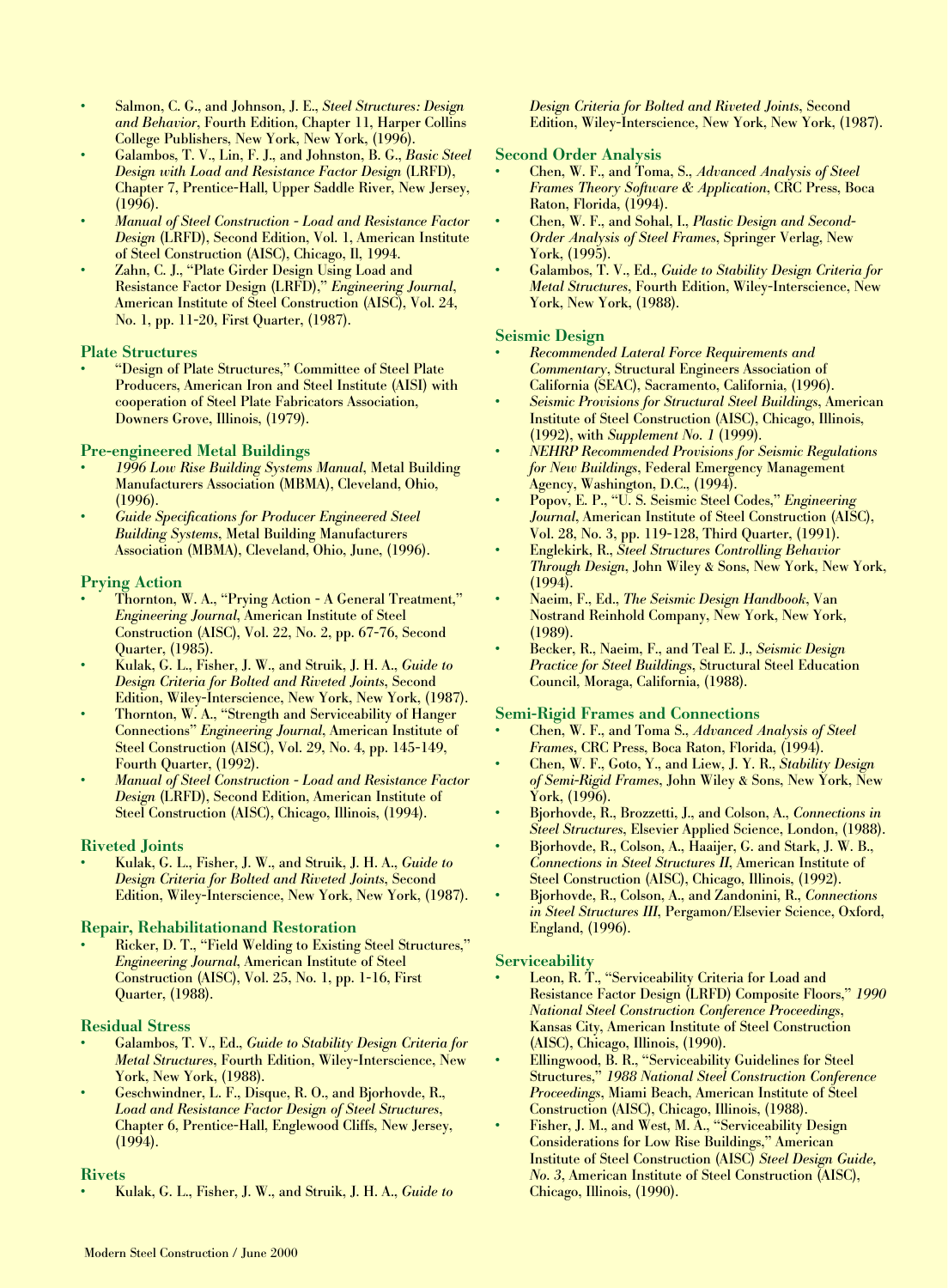- Salmon, C. G., and Johnson, J. E., *Steel Structures: Design and Behavior*, Fourth Edition, Chapter 11, Harper Collins College Publishers, New York, New York, (1996).
- Galambos, T. V., Lin, F. J., and Johnston, B. G., *Basic Steel Design with Load and Resistance Factor Design* (LRFD), Chapter 7, Prentice-Hall, Upper Saddle River, New Jersey, (1996).
- *Manual of Steel Construction - Load and Resistance Factor Design* (LRFD), Second Edition, Vol. 1, American Institute of Steel Construction (AISC), Chicago, Il, 1994.
- Zahn, C. J., "Plate Girder Design Using Load and Resistance Factor Design (LRFD)," *Engineering Journal*, American Institute of Steel Construction (AISC), Vol. 24, No. 1, pp. 11-20, First Quarter, (1987).

### Plate Structures

- "Design of Plate Structures," Committee of Steel Plate Producers, American Iron and Steel Institute (AISI) with cooperation of Steel Plate Fabricators Association, Downers Grove, Illinois, (1979).

### Pre-engineered Metal Buildings

- *1996 Low Rise Building Systems Manual*, Metal Building Manufacturers Association (MBMA), Cleveland, Ohio, (1996).
- *Guide Specifications for Producer Engineered Steel Building Systems*, Metal Building Manufacturers Association (MBMA), Cleveland, Ohio, June, (1996).

### Prying Action

- Thornton, W. A., "Prying Action - A General Treatment," *Engineering Journal*, American Institute of Steel Construction (AISC), Vol. 22, No. 2, pp. 67-76, Second Quarter, (1985).
- Kulak, G. L., Fisher, J. W., and Struik, J. H. A., *Guide to Design Criteria for Bolted and Riveted Joints*, Second Edition, Wiley-Interscience, New York, New York, (1987).
- Thornton, W. A., "Strength and Serviceability of Hanger Connections" *Engineering Journal*, American Institute of Steel Construction (AISC), Vol. 29, No. 4, pp. 145-149, Fourth Quarter, (1992).
- *Manual of Steel Construction - Load and Resistance Factor Design* (LRFD), Second Edition, American Institute of Steel Construction (AISC), Chicago, Illinois, (1994).

### Riveted Joints

- Kulak, G. L., Fisher, J. W., and Struik, J. H. A., *Guide to Design Criteria for Bolted and Riveted Joints*, Second Edition, Wiley-Interscience, New York, New York, (1987).

### Repair, Rehabilitationand Restoration

- Ricker, D. T., "Field Welding to Existing Steel Structures," *Engineering Journal*, American Institute of Steel Construction (AISC), Vol. 25, No. 1, pp. 1-16, First Quarter, (1988).

### Residual Stress

- Galambos, T. V., Ed., *Guide to Stability Design Criteria for Metal Structures*, Fourth Edition, Wiley-Interscience, New York, New York, (1988).
- Geschwindner, L. F., Disque, R. O., and Bjorhovde, R., *Load and Resistance Factor Design of Steel Structures*, Chapter 6, Prentice-Hall, Englewood Cliffs, New Jersey, (1994).

### Rivets

- Kulak, G. L., Fisher, J. W., and Struik, J. H. A., *Guide to Design Criteria for Bolted and Riveted Joints*, Second Edition, Wiley-Interscience, New York, New York, (1987).

### Second Order Analysis

- Chen, W. F., and Toma, S., *Advanced Analysis of Steel Frames Theory Software & Application*, CRC Press, Boca Raton, Florida, (1994).
- Chen, W. F., and Sohal, I., *Plastic Design and Second-Order Analysis of Steel Frames*, Springer Verlag, New York, (1995).
- Galambos, T. V., Ed., *Guide to Stability Design Criteria for Metal Structures*, Fourth Edition, Wiley-Interscience, New York, New York, (1988).

### Seismic Design

- *Recommended Lateral Force Requirements and Commentary*, Structural Engineers Association of California (SEAC), Sacramento, California, (1996).
- *Seismic Provisions for Structural Steel Buildings*, American Institute of Steel Construction (AISC), Chicago, Illinois, (1992), with *Supplement No. 1* (1999).
- *NEHRP Recommended Provisions for Seismic Regulations for New Buildings*, Federal Emergency Management Agency, Washington, D.C., (1994).
- Popov, E. P., "U. S. Seismic Steel Codes," *Engineering Journal*, American Institute of Steel Construction (AISC), Vol. 28, No. 3, pp. 119-128, Third Quarter, (1991).
- Englekirk, R., *Steel Structures Controlling Behavior Through Design*, John Wiley & Sons, New York, New York, (1994).
- Naeim, F., Ed., *The Seismic Design Handbook*, Van Nostrand Reinhold Company, New York, New York, (1989).
- Becker, R., Naeim, F., and Teal E. J., *Seismic Design Practice for Steel Buildings*, Structural Steel Education Council, Moraga, California, (1988).

### Semi-Rigid Frames and Connections

- Chen, W. F., and Toma S., *Advanced Analysis of Steel Frames*, CRC Press, Boca Raton, Florida, (1994).
- Chen, W. F., Goto, Y., and Liew, J. Y. R., *Stability Design of Semi-Rigid Frames*, John Wiley & Sons, New York, New York, (1996).
- Bjorhovde, R., Brozzetti, J., and Colson, A., *Connections in Steel Structures*, Elsevier Applied Science, London, (1988).
- Bjorhovde, R., Colson, A., Haaijer, G. and Stark, J. W. B., *Connections in Steel Structures II*, American Institute of Steel Construction (AISC), Chicago, Illinois, (1992).
- Bjorhovde, R., Colson, A., and Zandonini, R., *Connections in Steel Structures III*, Pergamon/Elsevier Science, Oxford, England, (1996).

### Serviceability

- Leon, R. T., "Serviceability Criteria for Load and Resistance Factor Design (LRFD) Composite Floors," *1990 National Steel Construction Conference Proceedings*, Kansas City, American Institute of Steel Construction (AISC), Chicago, Illinois, (1990).
- Ellingwood, B. R., "Serviceability Guidelines for Steel Structures," *1988 National Steel Construction Conference Proceedings*, Miami Beach, American Institute of Steel Construction (AISC), Chicago, Illinois, (1988).
- Fisher, J. M., and West, M. A., "Serviceability Design Considerations for Low Rise Buildings," American Institute of Steel Construction (AISC) *Steel Design Guide, No. 3*, American Institute of Steel Construction (AISC), Chicago, Illinois, (1990).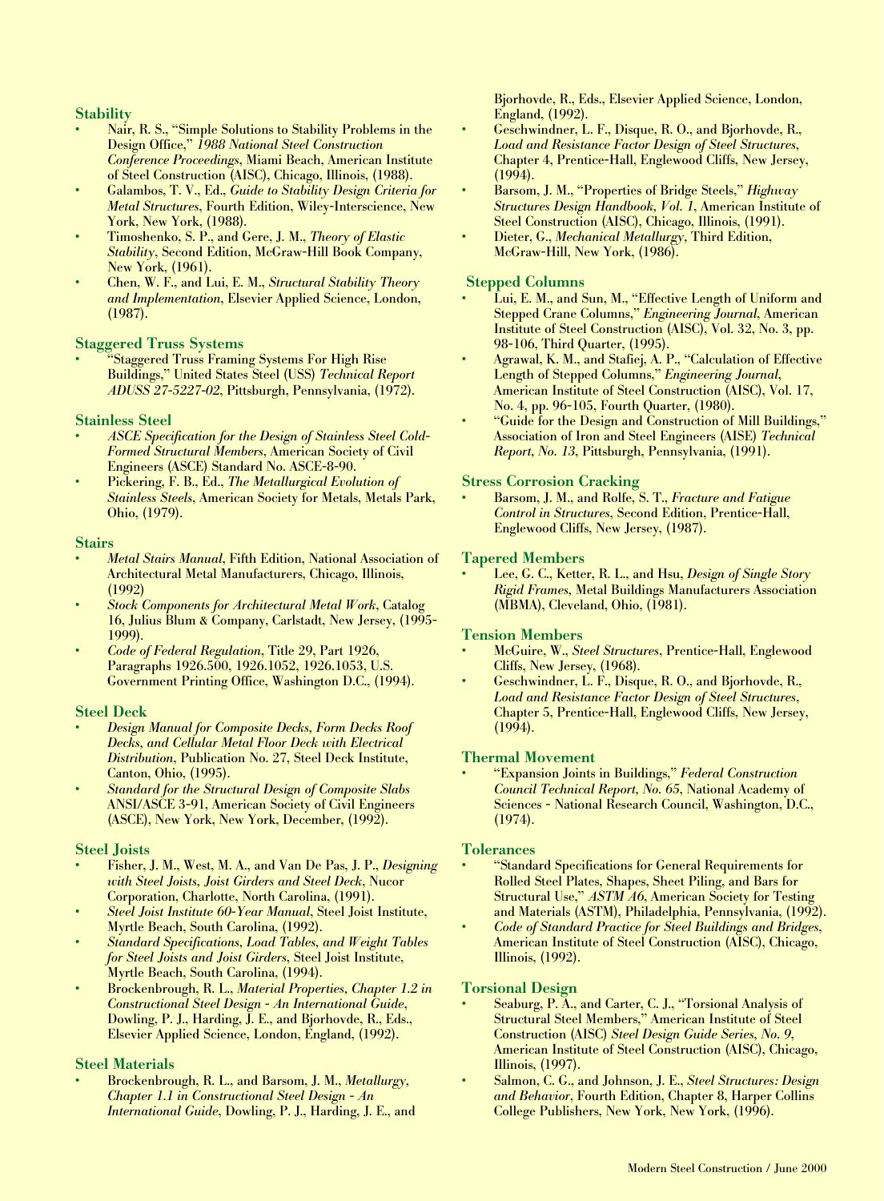### Stability

- Nair, R. S., "Simple Solutions to Stability Problems in the Design Office," *1988 National Steel Construction Conference Proceedings*, Miami Beach, American Institute of Steel Construction (AISC), Chicago, Illinois, (1988).
- Galambos, T. V., Ed., *Guide to Stability Design Criteria for Metal Structures*, Fourth Edition, Wiley-Interscience, New York, New York, (1988).
- Timoshenko, S. P., and Gere, J. M., *Theory of Elastic Stability*, Second Edition, McGraw-Hill Book Company, New York, (1961).
- Chen, W. F., and Lui, E. M., *Structural Stability Theory and Implementation*, Elsevier Applied Science, London, (1987).

### Staggered Truss Systems

- "Staggered Truss Framing Systems For High Rise Buildings," United States Steel (USS) *Technical Report ADUSS 27-5227-02*, Pittsburgh, Pennsylvania, (1972).

### Stainless Steel

- *ASCE Specification for the Design of Stainless Steel Cold-Formed Structural Members*, American Society of Civil Engineers (ASCE) Standard No. ASCE-8-90.
- Pickering, F. B., Ed., *The Metallurgical Evolution of Stainless Steels*, American Society for Metals, Metals Park, Ohio, (1979).

### Stairs

- *Metal Stairs Manual*, Fifth Edition, National Association of Architectural Metal Manufacturers, Chicago, Illinois, (1992)
- *Stock Components for Architectural Metal Work*, Catalog 16, Julius Blum & Company, Carlstadt, New Jersey, (1995-1999).
- *Code of Federal Regulation*, Title 29, Part 1926, Paragraphs 1926.500, 1926.1052, 1926.1053, U.S. Government Printing Office, Washington D.C., (1994).

### Steel Deck

- *Design Manual for Composite Decks, Form Decks Roof Decks, and Cellular Metal Floor Deck with Electrical Distribution*, Publication No. 27, Steel Deck Institute, Canton, Ohio, (1995).
- *Standard for the Structural Design of Composite Slabs* ANSI/ASCE 3-91, American Society of Civil Engineers (ASCE), New York, New York, December, (1992).

### Steel Joists

- Fisher, J. M., West, M. A., and Van De Pas, J. P., *Designing with Steel Joists, Joist Girders and Steel Deck*, Nucor Corporation, Charlotte, North Carolina, (1991).
- *Steel Joist Institute 60-Year Manual*, Steel Joist Institute, Myrtle Beach, South Carolina, (1992).
- *Standard Specifications, Load Tables, and Weight Tables for Steel Joists and Joist Girders*, Steel Joist Institute, Myrtle Beach, South Carolina, (1994).
- Brockenbrough, R. L., *Material Properties, Chapter 1.2 in Constructional Steel Design - An International Guide*, Dowling, P. J., Harding, J. E., and Bjorhovde, R., Eds., Elsevier Applied Science, London, England, (1992).

### Steel Materials

- Brockenbrough, R. L., and Barsom, J. M., *Metallurgy, Chapter 1.1 in Constructional Steel Design - An International Guide*, Dowling, P. J., Harding, J. E., and Bjorhovde, R., Eds., Elsevier Applied Science, London, England, (1992).
- Geschwindner, L. F., Disque, R. O., and Bjorhovde, R., *Load and Resistance Factor Design of Steel Structures*, Chapter 4, Prentice-Hall, Englewood Cliffs, New Jersey, (1994).
- Barsom, J. M., "Properties of Bridge Steels," *Highway Structures Design Handbook, Vol. 1*, American Institute of Steel Construction (AISC), Chicago, Illinois, (1991).
- Dieter, G., *Mechanical Metallurgy*, Third Edition, McGraw-Hill, New York, (1986).

### Stepped Columns

- Lui, E. M., and Sun, M., "Effective Length of Uniform and Stepped Crane Columns," *Engineering Journal*, American Institute of Steel Construction (AISC), Vol. 32, No. 3, pp. 98-106, Third Quarter, (1995).
- Agrawal, K. M., and Stafiej, A. P., "Calculation of Effective Length of Stepped Columns," *Engineering Journal*, American Institute of Steel Construction (AISC), Vol. 17, No. 4, pp. 96-105, Fourth Quarter, (1980).
- "Guide for the Design and Construction of Mill Buildings," Association of Iron and Steel Engineers (AISE) *Technical Report, No. 13*, Pittsburgh, Pennsylvania, (1991).

### Stress Corrosion Cracking

- Barsom, J. M., and Rolfe, S. T., *Fracture and Fatigue Control in Structures*, Second Edition, Prentice-Hall, Englewood Cliffs, New Jersey, (1987).

### Tapered Members

- Lee, G. C., Ketter, R. L., and Hsu, *Design of Single Story Rigid Frames*, Metal Buildings Manufacturers Association (MBMA), Cleveland, Ohio, (1981).

### Tension Members

- McGuire, W., *Steel Structures*, Prentice-Hall, Englewood Cliffs, New Jersey, (1968).
- Geschwindner, L. F., Disque, R. O., and Bjorhovde, R., *Load and Resistance Factor Design of Steel Structures*, Chapter 5, Prentice-Hall, Englewood Cliffs, New Jersey, (1994).

### Thermal Movement

- "Expansion Joints in Buildings," *Federal Construction Council Technical Report, No. 65*, National Academy of Sciences - National Research Council, Washington, D.C., (1974).

### Tolerances

- "Standard Specifications for General Requirements for Rolled Steel Plates, Shapes, Sheet Piling, and Bars for Structural Use," *ASTM A6*, American Society for Testing and Materials (ASTM), Philadelphia, Pennsylvania, (1992).
- *Code of Standard Practice for Steel Buildings and Bridges*, American Institute of Steel Construction (AISC), Chicago, Illinois, (1992).

### Torsional Design

- Seaburg, P. A., and Carter, C. J., "Torsional Analysis of Structural Steel Members," American Institute of Steel Construction (AISC) *Steel Design Guide Series, No. 9*, American Institute of Steel Construction (AISC), Chicago, Illinois, (1997).
- Salmon, C. G., and Johnson, J. E., *Steel Structures: Design and Behavior*, Fourth Edition, Chapter 8, Harper Collins College Publishers, New York, New York, (1996).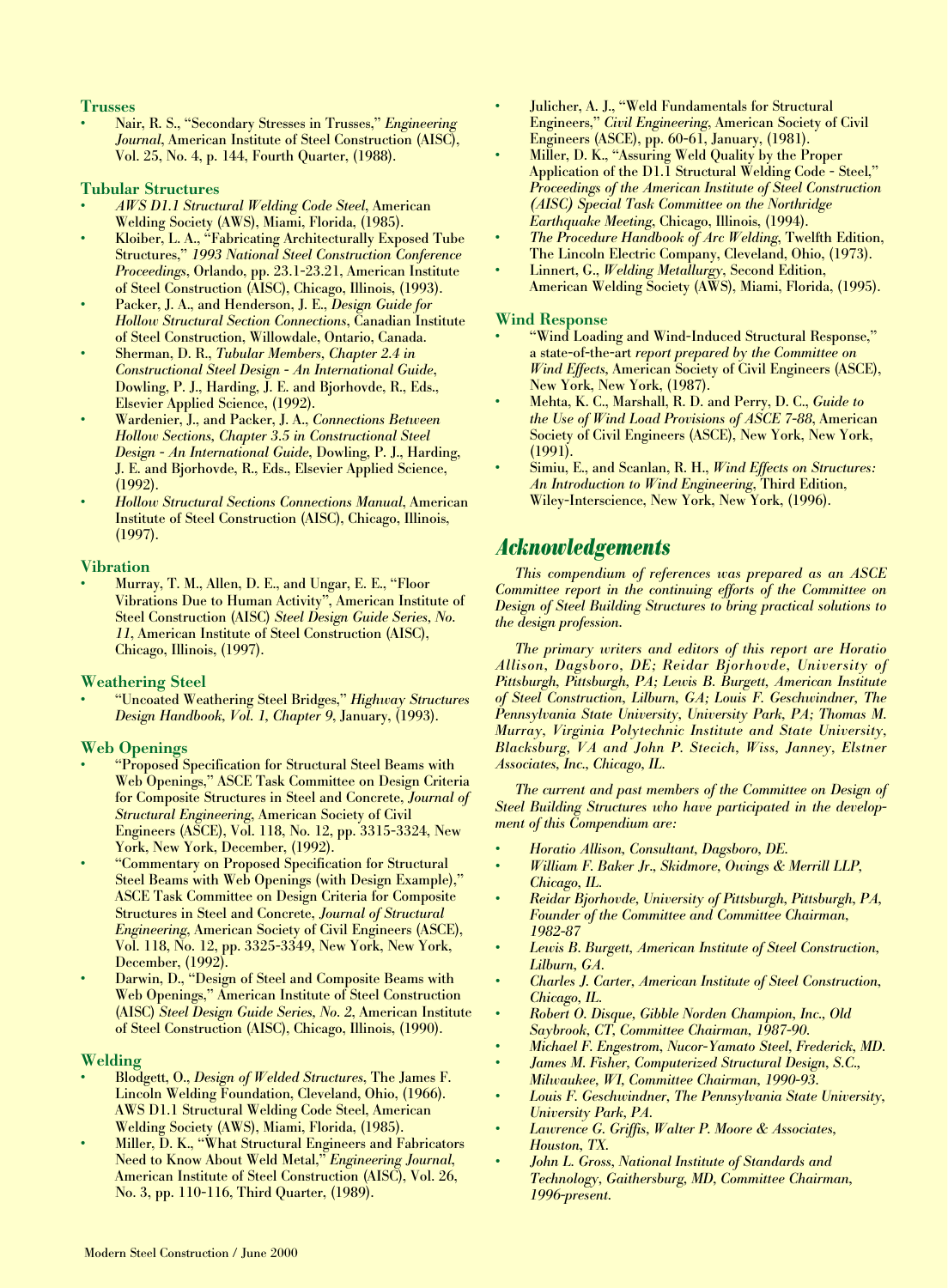### Trusses

- Nair, R. S., "Secondary Stresses in Trusses," *Engineering Journal*, American Institute of Steel Construction (AISC), Vol. 25, No. 4, p. 144, Fourth Quarter, (1988).

### Tubular Structures

- *AWS D1.1 Structural Welding Code Steel*, American Welding Society (AWS), Miami, Florida, (1985).
- Kloiber, L. A., "Fabricating Architecturally Exposed Tube Structures," *1993 National Steel Construction Conference Proceedings*, Orlando, pp. 23.1-23.21, American Institute of Steel Construction (AISC), Chicago, Illinois, (1993).
- Packer, J. A., and Henderson, J. E., *Design Guide for Hollow Structural Section Connections*, Canadian Institute of Steel Construction, Willowdale, Ontario, Canada.
- Sherman, D. R., *Tubular Members, Chapter 2.4 in Constructional Steel Design - An International Guide*, Dowling, P. J., Harding, J. E. and Bjorhovde, R., Eds., Elsevier Applied Science, (1992).
- Wardenier, J., and Packer, J. A., *Connections Between Hollow Sections, Chapter 3.5 in Constructional Steel Design - An International Guide*, Dowling, P. J., Harding, J. E. and Bjorhovde, R., Eds., Elsevier Applied Science, (1992).
- *Hollow Structural Sections Connections Manual*, American Institute of Steel Construction (AISC), Chicago, Illinois, (1997).

### Vibration

- Murray, T. M., Allen, D. E., and Ungar, E. E., "Floor Vibrations Due to Human Activity", American Institute of Steel Construction (AISC) *Steel Design Guide Series, No. 11*, American Institute of Steel Construction (AISC), Chicago, Illinois, (1997).

### Weathering Steel

- "Uncoated Weathering Steel Bridges," *Highway Structures Design Handbook, Vol. 1, Chapter 9*, January, (1993).

### Web Openings

- "Proposed Specification for Structural Steel Beams with Web Openings," ASCE Task Committee on Design Criteria for Composite Structures in Steel and Concrete, *Journal of Structural Engineering*, American Society of Civil Engineers (ASCE), Vol. 118, No. 12, pp. 3315-3324, New York, New York, December, (1992).
- "Commentary on Proposed Specification for Structural Steel Beams with Web Openings (with Design Example)," ASCE Task Committee on Design Criteria for Composite Structures in Steel and Concrete, *Journal of Structural Engineering*, American Society of Civil Engineers (ASCE), Vol. 118, No. 12, pp. 3325-3349, New York, New York, December, (1992).
- Darwin, D., "Design of Steel and Composite Beams with Web Openings," American Institute of Steel Construction (AISC) *Steel Design Guide Series, No. 2*, American Institute of Steel Construction (AISC), Chicago, Illinois, (1990).

### Welding

- Blodgett, O., *Design of Welded Structures*, The James F. Lincoln Welding Foundation, Cleveland, Ohio, (1966). AWS D1.1 Structural Welding Code Steel, American Welding Society (AWS), Miami, Florida, (1985).
- Miller, D. K., "What Structural Engineers and Fabricators Need to Know About Weld Metal," *Engineering Journal*, American Institute of Steel Construction (AISC), Vol. 26, No. 3, pp. 110-116, Third Quarter, (1989).
- Julicher, A. J., "Weld Fundamentals for Structural Engineers," *Civil Engineering*, American Society of Civil Engineers (ASCE), pp. 60-61, January, (1981).
- Miller, D. K., "Assuring Weld Quality by the Proper Application of the D1.1 Structural Welding Code - Steel," *Proceedings of the American Institute of Steel Construction (AISC) Special Task Committee on the Northridge Earthquake Meeting*, Chicago, Illinois, (1994).
- *The Procedure Handbook of Arc Welding*, Twelfth Edition, The Lincoln Electric Company, Cleveland, Ohio, (1973).
- Linnert, G., *Welding Metallurgy*, Second Edition, American Welding Society (AWS), Miami, Florida, (1995).

### Wind Response

- "Wind Loading and Wind-Induced Structural Response," a state-of-the-art *report prepared by the Committee on Wind Effects*, American Society of Civil Engineers (ASCE), New York, New York, (1987).
- Mehta, K. C., Marshall, R. D. and Perry, D. C., *Guide to the Use of Wind Load Provisions of ASCE 7-88*, American Society of Civil Engineers (ASCE), New York, New York, (1991).
- Simiu, E., and Scanlan, R. H., *Wind Effects on Structures: An Introduction to Wind Engineering*, Third Edition, Wiley-Interscience, New York, New York, (1996).

## Acknowledgements

*This compendium of references was prepared as an ASCE Committee report in the continuing efforts of the Committee on Design of Steel Building Structures to bring practical solutions to the design profession.*

*The primary writers and editors of this report are Horatio Allison, Dagsboro, DE; Reidar Bjorhovde, University of Pittsburgh, Pittsburgh, PA; Lewis B. Burgett, American Institute of Steel Construction, Lilburn, GA; Louis F. Geschwindner, The Pennsylvania State University, University Park, PA; Thomas M. Murray, Virginia Polytechnic Institute and State University, Blacksburg, VA and John P. Stecich, Wiss, Janney, Elstner Associates, Inc., Chicago, IL.*

*The current and past members of the Committee on Design of Steel Building Structures who have participated in the development of this Compendium are:*

- *Horatio Allison, Consultant, Dagsboro, DE.*
- *William F. Baker Jr., Skidmore, Owings & Merrill LLP, Chicago, IL.*
- *Reidar Bjorhovde, University of Pittsburgh, Pittsburgh, PA, Founder of the Committee and Committee Chairman, 1982-87*
- *Lewis B. Burgett, American Institute of Steel Construction, Lilburn, GA.*
- *Charles J. Carter, American Institute of Steel Construction, Chicago, IL.*
- *Robert O. Disque, Gibble Norden Champion, Inc., Old Saybrook, CT, Committee Chairman, 1987-90.*
- *Michael F. Engestrom, Nucor-Yamato Steel, Frederick, MD.*
- *James M. Fisher, Computerized Structural Design, S.C., Milwaukee, WI, Committee Chairman, 1990-93.*
- *Louis F. Geschwindner, The Pennsylvania State University, University Park, PA.*
- *Lawrence G. Griffis, Walter P. Moore & Associates, Houston, TX.*
- *John L. Gross, National Institute of Standards and Technology, Gaithersburg, MD, Committee Chairman, 1996-present.*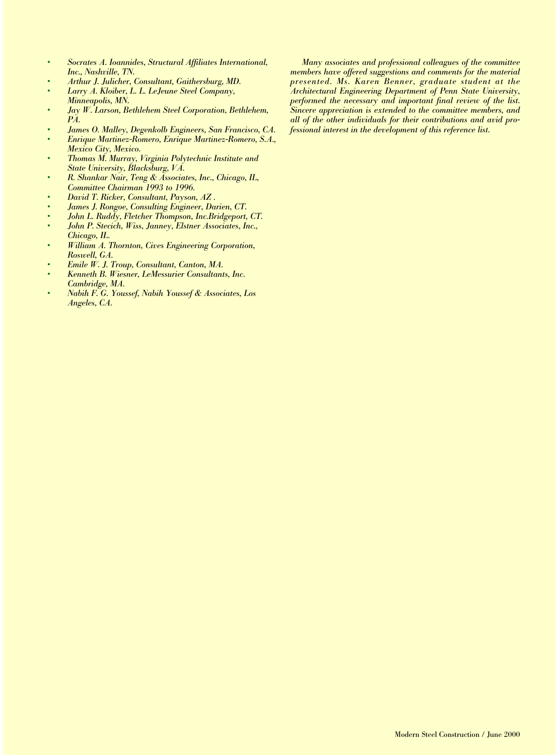- *Socrates A. Ioannides, Structural Affiliates International, Inc., Nashville, TN.*
- *Arthur J. Julicher, Consultant, Gaithersburg, MD.*
- *Larry A. Kloiber, L. L. LeJeune Steel Company, Minneapolis, MN.*
- *Jay W. Larson, Bethlehem Steel Corporation, Bethlehem, PA.*
- *James O. Malley, Degenkolb Engineers, San Francisco, CA.*
- *Enrique Martinez-Romero, Enrique Martinez-Romero, S.A., Mexico City, Mexico.*
- *Thomas M. Murray, Virginia Polytechnic Institute and State University, Blacksburg, VA.*
- *R. Shankar Nair, Teng & Associates, Inc., Chicago, IL, Committee Chairman 1993 to 1996.*
- *David T. Ricker, Consultant, Payson, AZ .*
- *James J. Rongoe, Consulting Engineer, Darien, CT.*
- *John L. Ruddy, Fletcher Thompson, Inc.Bridgeport, CT.*
- *John P. Stecich, Wiss, Janney, Elstner Associates, Inc., Chicago, IL.*
- *William A. Thornton, Cives Engineering Corporation, Roswell, GA.*
- *Emile W. J. Troup, Consultant, Canton, MA.*
- *Kenneth B. Wiesner, LeMessurier Consultants, Inc. Cambridge, MA.*
- *Nabih F. G. Youssef, Nabih Youssef & Associates, Los Angeles, CA.*

*Many associates and professional colleagues of the committee members have offered suggestions and comments for the material presented. Ms. Karen Benner, graduate student at the Architectural Engineering Department of Penn State University, performed the necessary and important final review of the list. Sincere appreciation is extended to the committee members, and all of the other individuals for their contributions and avid professional interest in the development of this reference list.*